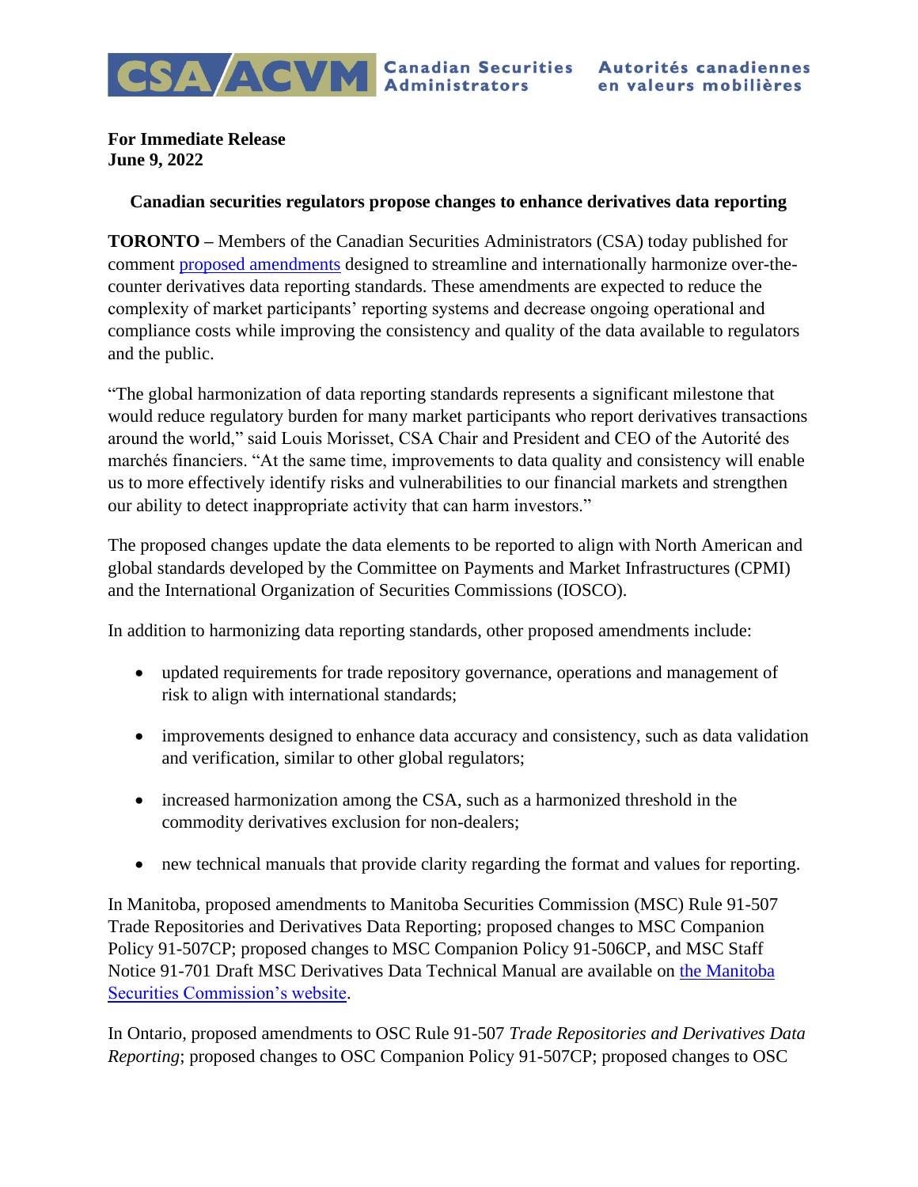CSA ACVM Canadian Securities Administrators Autorités canadiennes en valeurs mobilières

**For Immediate Release**
**June 9, 2022**

**Canadian securities regulators propose changes to enhance derivatives data reporting**

**TORONTO –** Members of the Canadian Securities Administrators (CSA) today published for comment proposed amendments designed to streamline and internationally harmonize over-the-counter derivatives data reporting standards. These amendments are expected to reduce the complexity of market participants' reporting systems and decrease ongoing operational and compliance costs while improving the consistency and quality of the data available to regulators and the public.

"The global harmonization of data reporting standards represents a significant milestone that would reduce regulatory burden for many market participants who report derivatives transactions around the world," said Louis Morisset, CSA Chair and President and CEO of the Autorité des marchés financiers. "At the same time, improvements to data quality and consistency will enable us to more effectively identify risks and vulnerabilities to our financial markets and strengthen our ability to detect inappropriate activity that can harm investors."

The proposed changes update the data elements to be reported to align with North American and global standards developed by the Committee on Payments and Market Infrastructures (CPMI) and the International Organization of Securities Commissions (IOSCO).

In addition to harmonizing data reporting standards, other proposed amendments include:

- updated requirements for trade repository governance, operations and management of risk to align with international standards;
- improvements designed to enhance data accuracy and consistency, such as data validation and verification, similar to other global regulators;
- increased harmonization among the CSA, such as a harmonized threshold in the commodity derivatives exclusion for non-dealers;
- new technical manuals that provide clarity regarding the format and values for reporting.

In Manitoba, proposed amendments to Manitoba Securities Commission (MSC) Rule 91-507 Trade Repositories and Derivatives Data Reporting; proposed changes to MSC Companion Policy 91-507CP; proposed changes to MSC Companion Policy 91-506CP, and MSC Staff Notice 91-701 Draft MSC Derivatives Data Technical Manual are available on the Manitoba Securities Commission's website.

In Ontario, proposed amendments to OSC Rule 91-507 *Trade Repositories and Derivatives Data Reporting*; proposed changes to OSC Companion Policy 91-507CP; proposed changes to OSC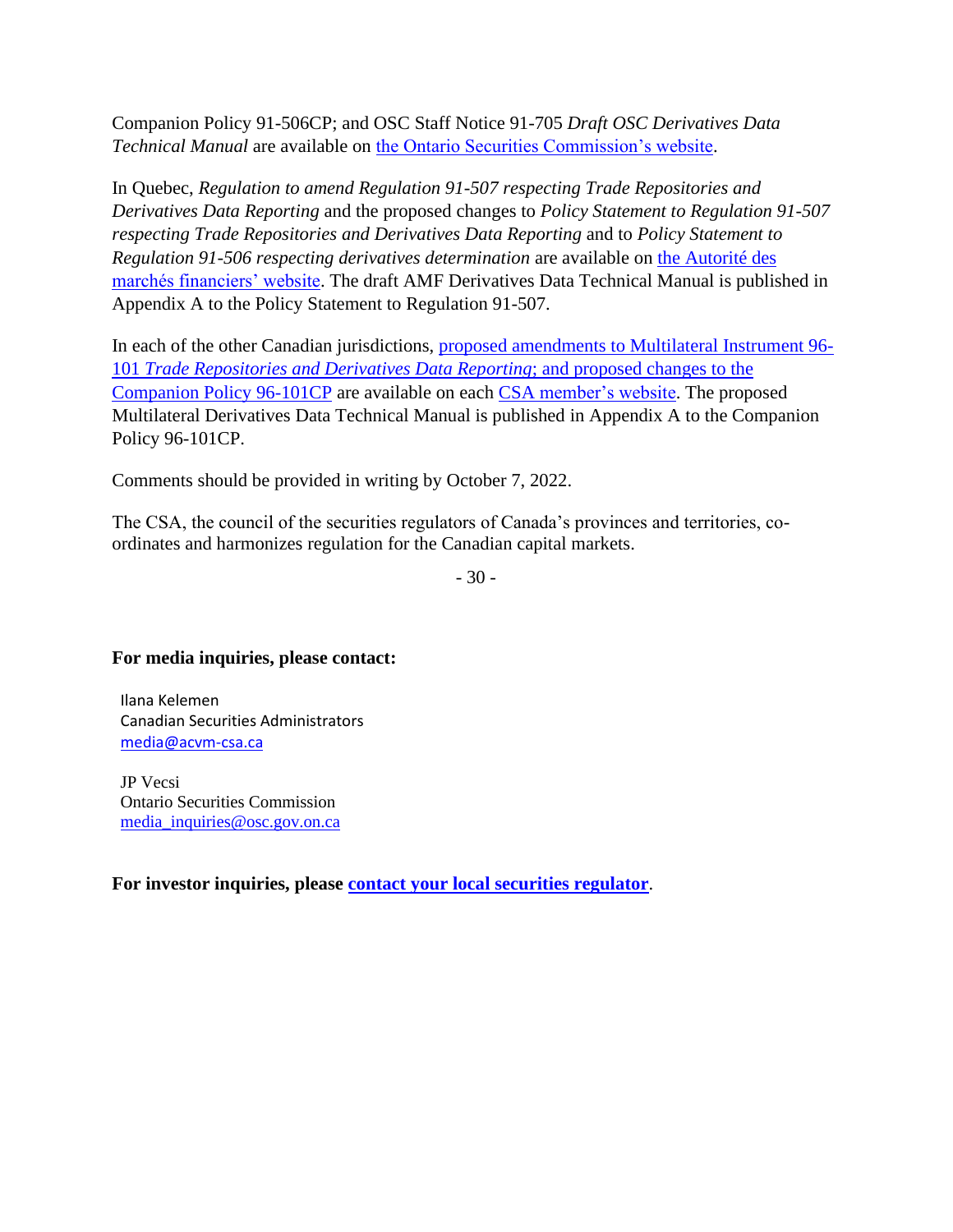Companion Policy 91-506CP; and OSC Staff Notice 91-705 *Draft OSC Derivatives Data Technical Manual* are available on the Ontario Securities Commission's website.

In Quebec, *Regulation to amend Regulation 91-507 respecting Trade Repositories and Derivatives Data Reporting* and the proposed changes to *Policy Statement to Regulation 91-507 respecting Trade Repositories and Derivatives Data Reporting* and to *Policy Statement to Regulation 91-506 respecting derivatives determination* are available on the Autorité des marchés financiers' website. The draft AMF Derivatives Data Technical Manual is published in Appendix A to the Policy Statement to Regulation 91-507.

In each of the other Canadian jurisdictions, proposed amendments to Multilateral Instrument 96-101 *Trade Repositories and Derivatives Data Reporting*; and proposed changes to the Companion Policy 96-101CP are available on each CSA member's website. The proposed Multilateral Derivatives Data Technical Manual is published in Appendix A to the Companion Policy 96-101CP.

Comments should be provided in writing by October 7, 2022.

The CSA, the council of the securities regulators of Canada's provinces and territories, co-ordinates and harmonizes regulation for the Canadian capital markets.

- 30 -

**For media inquiries, please contact:**

Ilana Kelemen
Canadian Securities Administrators
media@acvm-csa.ca

JP Vecsi
Ontario Securities Commission
media_inquiries@osc.gov.on.ca

**For investor inquiries, please contact your local securities regulator.**